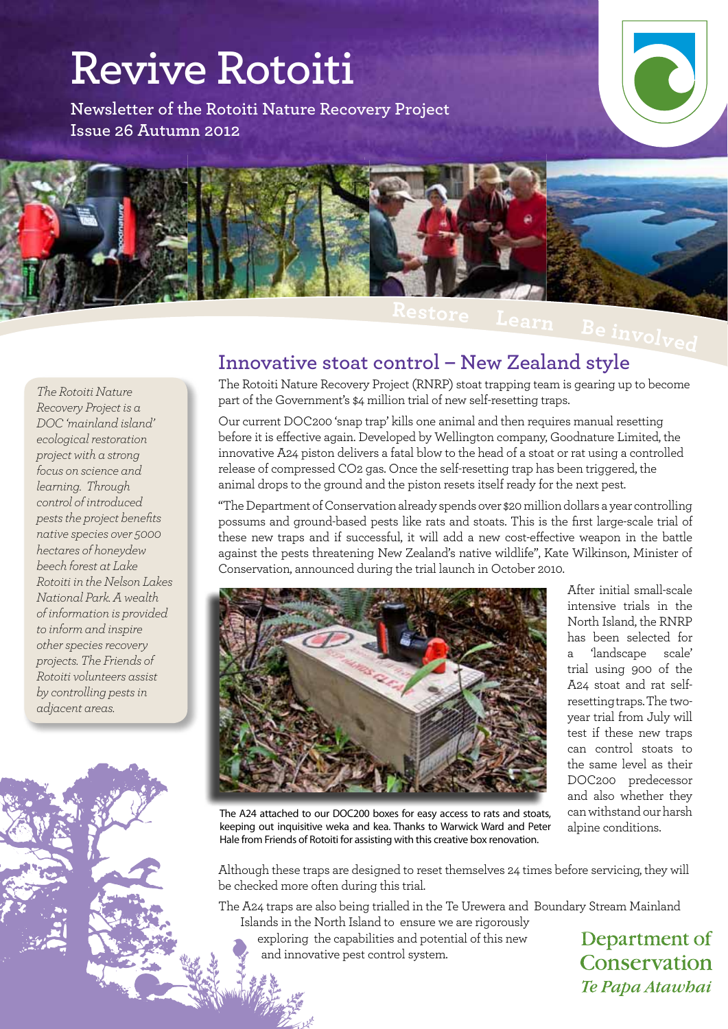# Revive Rotoiti

Newsletter of the Rotoiti Nature Recovery Project
Issue 26 Autumn 2012

Restore Learn Be involved

*The Rotoiti Nature Recovery Project is a DOC 'mainland island' ecological restoration project with a strong focus on science and learning. Through control of introduced pests the project benefits native species over 5000 hectares of honeydew beech forest at Lake Rotoiti in the Nelson Lakes National Park. A wealth of information is provided to inform and inspire other species recovery projects. The Friends of Rotoiti volunteers assist by controlling pests in adjacent areas.*

## Innovative stoat control – New Zealand style

The Rotoiti Nature Recovery Project (RNRP) stoat trapping team is gearing up to become part of the Government's $4 million trial of new self-resetting traps.

Our current DOC200 'snap trap' kills one animal and then requires manual resetting before it is effective again. Developed by Wellington company, Goodnature Limited, the innovative A24 piston delivers a fatal blow to the head of a stoat or rat using a controlled release of compressed $CO_2$ gas. Once the self-resetting trap has been triggered, the animal drops to the ground and the piston resets itself ready for the next pest.

"The Department of Conservation already spends over $20 million dollars a year controlling possums and ground-based pests like rats and stoats. This is the first large-scale trial of these new traps and if successful, it will add a new cost-effective weapon in the battle against the pests threatening New Zealand's native wildlife", Kate Wilkinson, Minister of Conservation, announced during the trial launch in October 2010.

The A24 attached to our DOC200 boxes for easy access to rats and stoats, keeping out inquisitive weka and kea. Thanks to Warwick Ward and Peter Hale from Friends of Rotoiti for assisting with this creative box renovation.

After initial small-scale intensive trials in the North Island, the RNRP has been selected for a 'landscape scale' trial using 900 of the A24 stoat and rat self-resetting traps. The two-year trial from July will test if these new traps can control stoats to the same level as their DOC200 predecessor and also whether they can withstand our harsh alpine conditions.

Although these traps are designed to reset themselves 24 times before servicing, they will be checked more often during this trial.

The A24 traps are also being trialled in the Te Urewera and Boundary Stream Mainland Islands in the North Island to ensure we are rigorously exploring the capabilities and potential of this new and innovative pest control system.

Department of Conservation
*Te Papa Atawhai*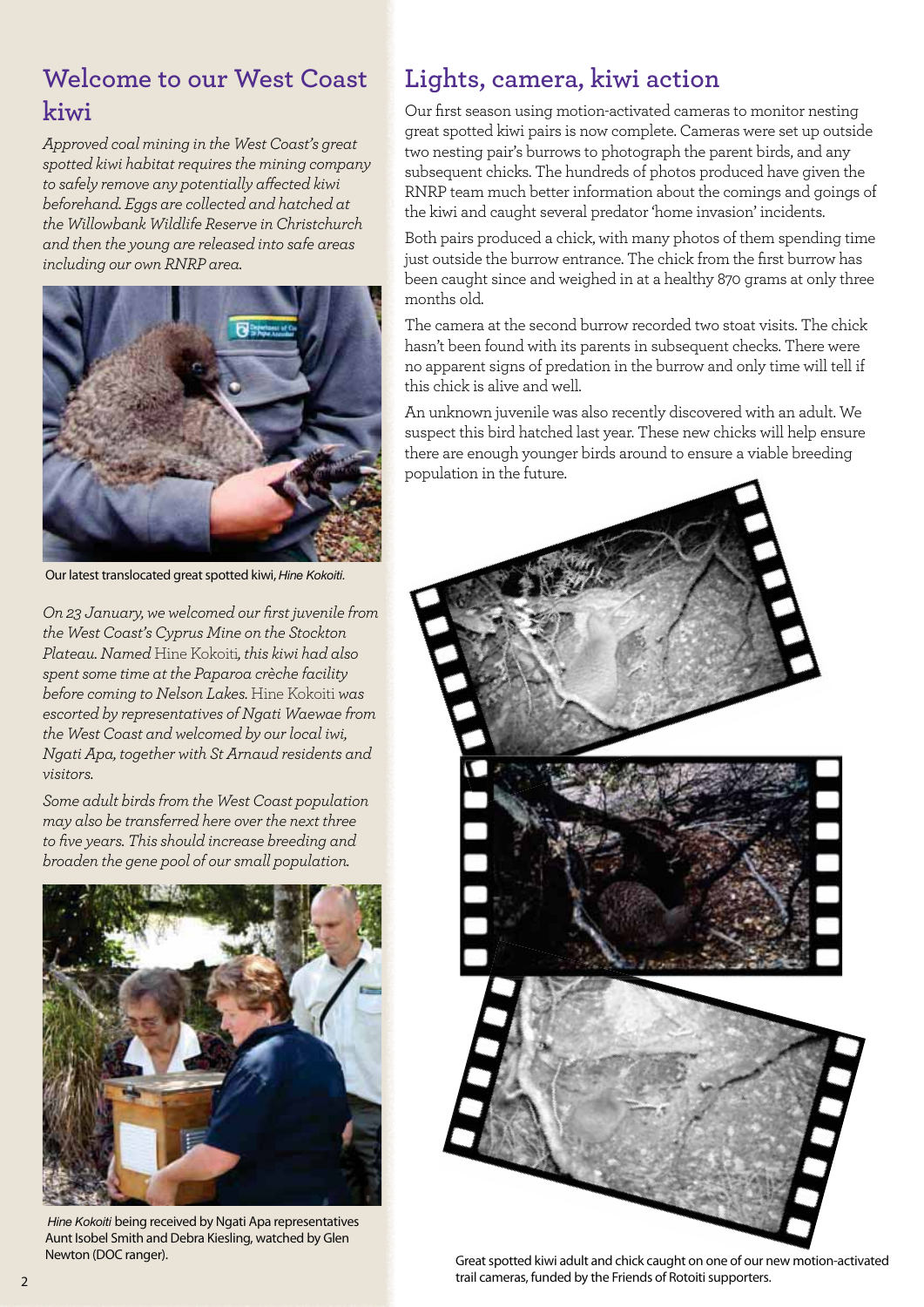## Welcome to our West Coast kiwi

*Approved coal mining in the West Coast's great spotted kiwi habitat requires the mining company to safely remove any potentially affected kiwi beforehand. Eggs are collected and hatched at the Willowbank Wildlife Reserve in Christchurch and then the young are released into safe areas including our own RNRP area.*

Our latest translocated great spotted kiwi, *Hine Kokoiti.*

*On 23 January, we welcomed our first juvenile from the West Coast's Cyprus Mine on the Stockton Plateau. Named* Hine Kokoiti*, this kiwi had also spent some time at the Paparoa crèche facility before coming to Nelson Lakes.* Hine Kokoiti *was escorted by representatives of Ngati Waewae from the West Coast and welcomed by our local iwi, Ngati Apa, together with St Arnaud residents and visitors.*

*Some adult birds from the West Coast population may also be transferred here over the next three to five years. This should increase breeding and broaden the gene pool of our small population.*

*Hine Kokoiti* being received by Ngati Apa representatives Aunt Isobel Smith and Debra Kiesling, watched by Glen Newton (DOC ranger).

## Lights, camera, kiwi action

Our first season using motion-activated cameras to monitor nesting great spotted kiwi pairs is now complete. Cameras were set up outside two nesting pair's burrows to photograph the parent birds, and any subsequent chicks. The hundreds of photos produced have given the RNRP team much better information about the comings and goings of the kiwi and caught several predator 'home invasion' incidents.

Both pairs produced a chick, with many photos of them spending time just outside the burrow entrance. The chick from the first burrow has been caught since and weighed in at a healthy 870 grams at only three months old.

The camera at the second burrow recorded two stoat visits. The chick hasn't been found with its parents in subsequent checks. There were no apparent signs of predation in the burrow and only time will tell if this chick is alive and well.

An unknown juvenile was also recently discovered with an adult. We suspect this bird hatched last year. These new chicks will help ensure there are enough younger birds around to ensure a viable breeding population in the future.

Great spotted kiwi adult and chick caught on one of our new motion-activated trail cameras, funded by the Friends of Rotoiti supporters.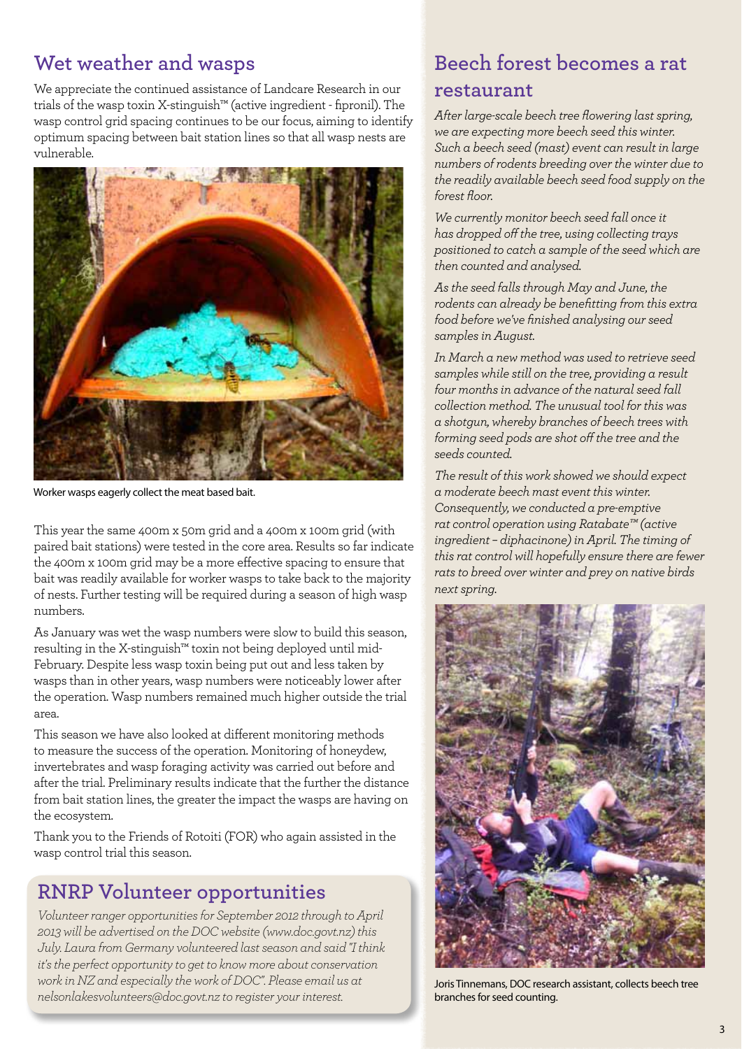## Wet weather and wasps

We appreciate the continued assistance of Landcare Research in our trials of the wasp toxin X-stinguish™ (active ingredient - fipronil). The wasp control grid spacing continues to be our focus, aiming to identify optimum spacing between bait station lines so that all wasp nests are vulnerable.

Worker wasps eagerly collect the meat based bait.

This year the same 400m x 50m grid and a 400m x 100m grid (with paired bait stations) were tested in the core area. Results so far indicate the 400m x 100m grid may be a more effective spacing to ensure that bait was readily available for worker wasps to take back to the majority of nests. Further testing will be required during a season of high wasp numbers.

As January was wet the wasp numbers were slow to build this season, resulting in the X-stinguish™ toxin not being deployed until mid-February. Despite less wasp toxin being put out and less taken by wasps than in other years, wasp numbers were noticeably lower after the operation. Wasp numbers remained much higher outside the trial area.

This season we have also looked at different monitoring methods to measure the success of the operation. Monitoring of honeydew, invertebrates and wasp foraging activity was carried out before and after the trial. Preliminary results indicate that the further the distance from bait station lines, the greater the impact the wasps are having on the ecosystem.

Thank you to the Friends of Rotoiti (FOR) who again assisted in the wasp control trial this season.

## RNRP Volunteer opportunities

*Volunteer ranger opportunities for September 2012 through to April 2013 will be advertised on the DOC website (www.doc.govt.nz) this July. Laura from Germany volunteered last season and said "I think it's the perfect opportunity to get to know more about conservation work in NZ and especially the work of DOC". Please email us at nelsonlakesvolunteers@doc.govt.nz to register your interest.*

## Beech forest becomes a rat restaurant

*After large-scale beech tree flowering last spring, we are expecting more beech seed this winter. Such a beech seed (mast) event can result in large numbers of rodents breeding over the winter due to the readily available beech seed food supply on the forest floor.*

*We currently monitor beech seed fall once it has dropped off the tree, using collecting trays positioned to catch a sample of the seed which are then counted and analysed.*

*As the seed falls through May and June, the rodents can already be benefitting from this extra food before we've finished analysing our seed samples in August.*

*In March a new method was used to retrieve seed samples while still on the tree, providing a result four months in advance of the natural seed fall collection method. The unusual tool for this was a shotgun, whereby branches of beech trees with forming seed pods are shot off the tree and the seeds counted.*

*The result of this work showed we should expect a moderate beech mast event this winter. Consequently, we conducted a pre-emptive rat control operation using Ratabate™ (active ingredient – diphacinone) in April. The timing of this rat control will hopefully ensure there are fewer rats to breed over winter and prey on native birds next spring.*

Joris Tinnemans, DOC research assistant, collects beech tree branches for seed counting.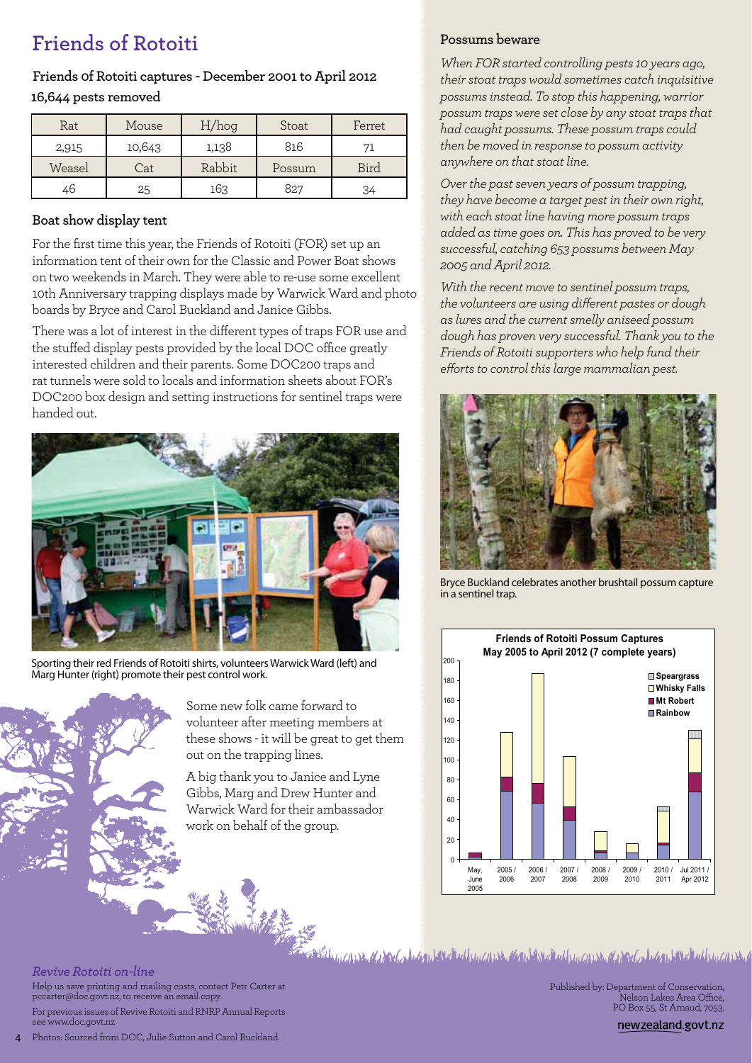# Friends of Rotoiti

## Friends of Rotoiti captures - December 2001 to April 2012

**16,644 pests removed**

| Rat | Mouse | H/hog | Stoat | Ferret |
|---|---|---|---|---|
| 2,915 | 10,643 | 1,138 | 816 | 71 |
| Weasel | Cat | Rabbit | Possum | Bird |
| 46 | 25 | 163 | 827 | 34 |

### Boat show display tent

For the first time this year, the Friends of Rotoiti (FOR) set up an information tent of their own for the Classic and Power Boat shows on two weekends in March. They were able to re-use some excellent 10th Anniversary trapping displays made by Warwick Ward and photo boards by Bryce and Carol Buckland and Janice Gibbs.

There was a lot of interest in the different types of traps FOR use and the stuffed display pests provided by the local DOC office greatly interested children and their parents. Some DOC200 traps and rat tunnels were sold to locals and information sheets about FOR's DOC200 box design and setting instructions for sentinel traps were handed out.

Sporting their red Friends of Rotoiti shirts, volunteers Warwick Ward (left) and Marg Hunter (right) promote their pest control work.

Some new folk came forward to volunteer after meeting members at these shows - it will be great to get them out on the trapping lines.

A big thank you to Janice and Lyne Gibbs, Marg and Drew Hunter and Warwick Ward for their ambassador work on behalf of the group.

### Possums beware

*When FOR started controlling pests 10 years ago, their stoat traps would sometimes catch inquisitive possums instead. To stop this happening, warrior possum traps were set close by any stoat traps that had caught possums. These possum traps could then be moved in response to possum activity anywhere on that stoat line.*

*Over the past seven years of possum trapping, they have become a target pest in their own right, with each stoat line having more possum traps added as time goes on. This has proved to be very successful, catching 653 possums between May 2005 and April 2012.*

*With the recent move to sentinel possum traps, the volunteers are using different pastes or dough as lures and the current smelly aniseed possum dough has proven very successful. Thank you to the Friends of Rotoiti supporters who help fund their efforts to control this large mammalian pest.*

Bryce Buckland celebrates another brushtail possum capture in a sentinel trap.

Friends of Rotoiti Possum Captures
May 2005 to April 2012 (7 complete years)

Speargrass
Whisky Falls
Mt Robert
Rainbow

0, 20, 40, 60, 80, 100, 120, 140, 160, 180, 200

May, June 2005 | 2005 / 2006 | 2006 / 2007 | 2007 / 2008 | 2008 / 2009 | 2009 / 2010 | 2010 / 2011 | Jul 2011 / Apr 2012

### *Revive Rotoiti on-line*

Help us save printing and mailing costs, contact Petr Carter at pccarter@doc.govt.nz, to receive an email copy.

For previous issues of Revive Rotoiti and RNRP Annual Reports see www.doc.govt.nz

Photos: Sourced from DOC, Julie Sutton and Carol Buckland.

Published by: Department of Conservation, Nelson Lakes Area Office, PO Box 55, St Arnaud, 7053.

newzealand.govt.nz